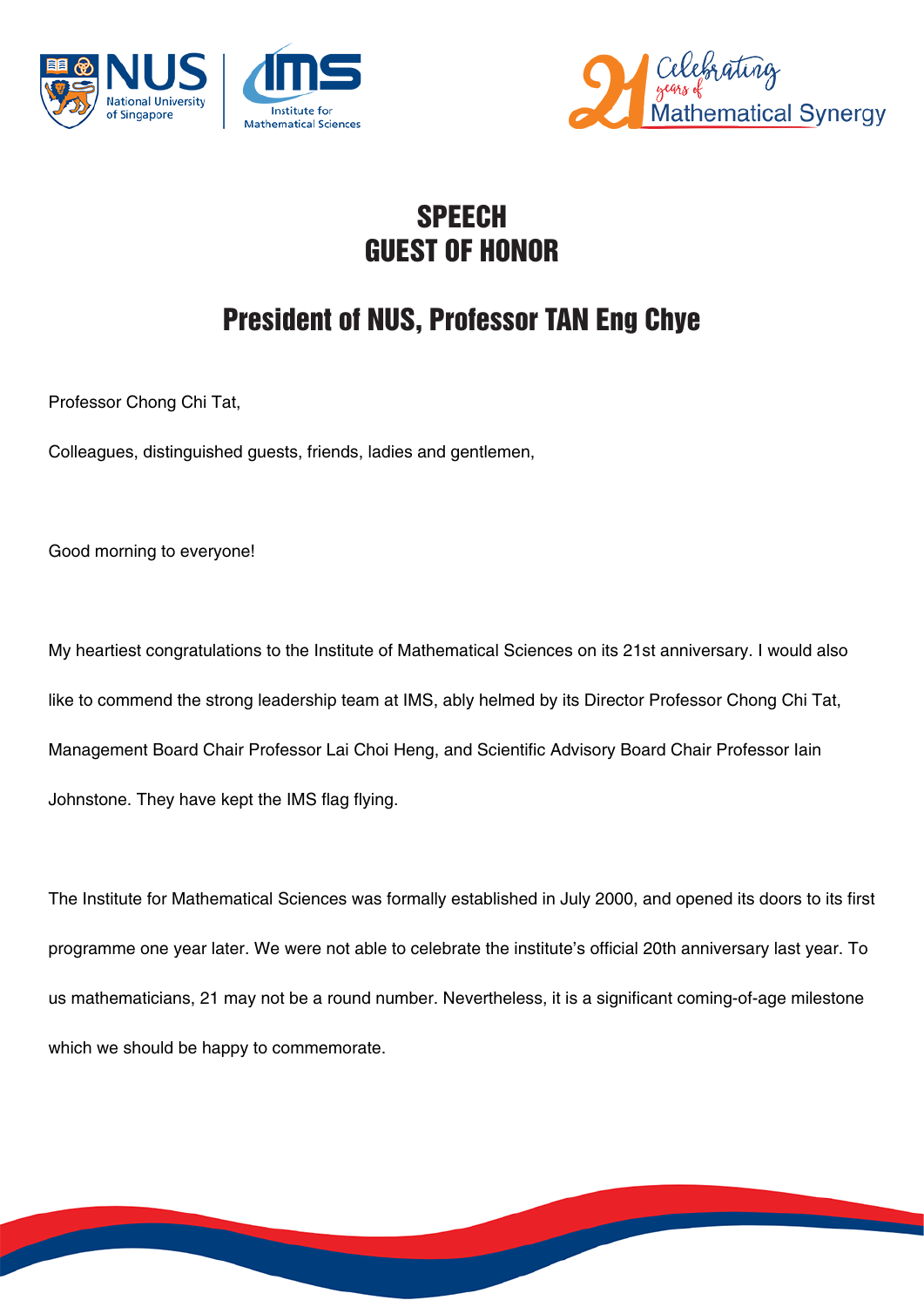# SPEECH
# GUEST OF HONOR

## President of NUS, Professor TAN Eng Chye

Professor Chong Chi Tat,

Colleagues, distinguished guests, friends, ladies and gentlemen,

Good morning to everyone!

My heartiest congratulations to the Institute of Mathematical Sciences on its 21st anniversary. I would also like to commend the strong leadership team at IMS, ably helmed by its Director Professor Chong Chi Tat, Management Board Chair Professor Lai Choi Heng, and Scientific Advisory Board Chair Professor Iain Johnstone. They have kept the IMS flag flying.

The Institute for Mathematical Sciences was formally established in July 2000, and opened its doors to its first programme one year later. We were not able to celebrate the institute's official 20th anniversary last year. To us mathematicians, 21 may not be a round number. Nevertheless, it is a significant coming-of-age milestone which we should be happy to commemorate.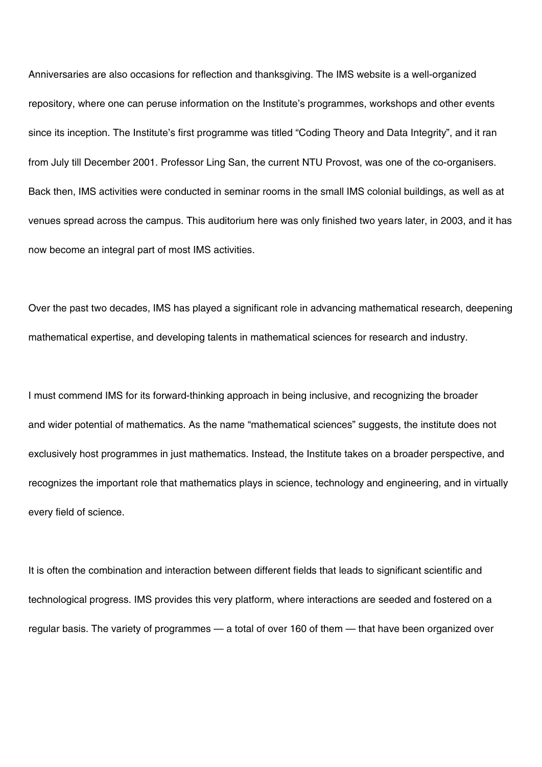Anniversaries are also occasions for reflection and thanksgiving. The IMS website is a well-organized repository, where one can peruse information on the Institute's programmes, workshops and other events since its inception. The Institute's first programme was titled "Coding Theory and Data Integrity", and it ran from July till December 2001. Professor Ling San, the current NTU Provost, was one of the co-organisers. Back then, IMS activities were conducted in seminar rooms in the small IMS colonial buildings, as well as at venues spread across the campus. This auditorium here was only finished two years later, in 2003, and it has now become an integral part of most IMS activities.

Over the past two decades, IMS has played a significant role in advancing mathematical research, deepening mathematical expertise, and developing talents in mathematical sciences for research and industry.

I must commend IMS for its forward-thinking approach in being inclusive, and recognizing the broader and wider potential of mathematics. As the name "mathematical sciences" suggests, the institute does not exclusively host programmes in just mathematics. Instead, the Institute takes on a broader perspective, and recognizes the important role that mathematics plays in science, technology and engineering, and in virtually every field of science.

It is often the combination and interaction between different fields that leads to significant scientific and technological progress. IMS provides this very platform, where interactions are seeded and fostered on a regular basis. The variety of programmes — a total of over 160 of them — that have been organized over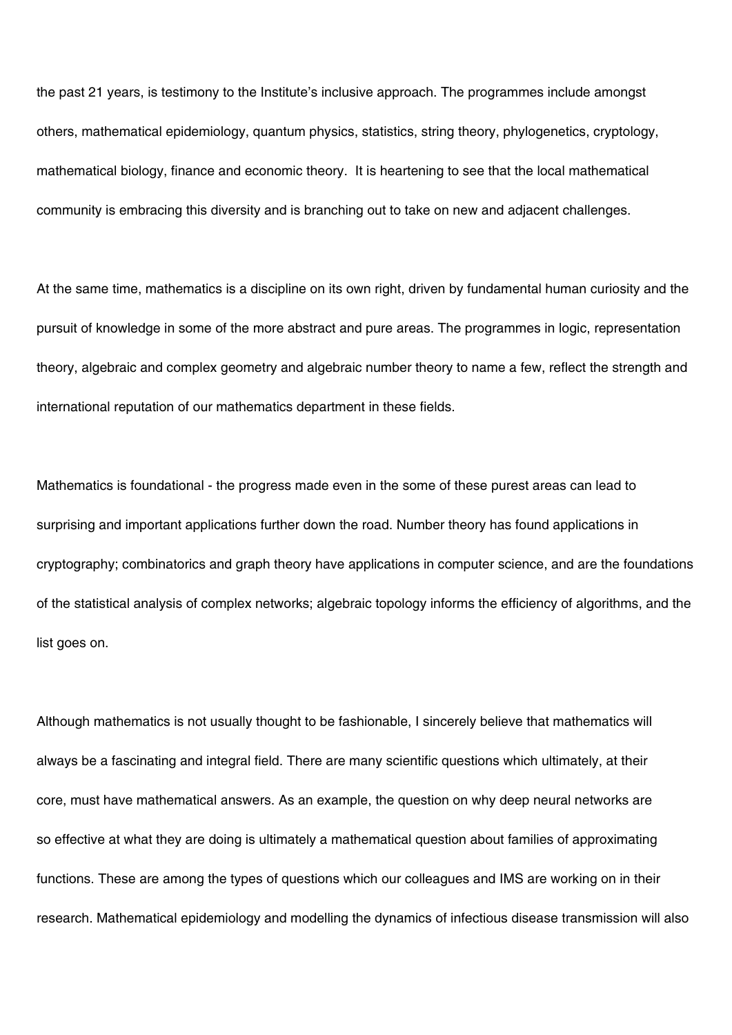the past 21 years, is testimony to the Institute's inclusive approach. The programmes include amongst others, mathematical epidemiology, quantum physics, statistics, string theory, phylogenetics, cryptology, mathematical biology, finance and economic theory. It is heartening to see that the local mathematical community is embracing this diversity and is branching out to take on new and adjacent challenges.

At the same time, mathematics is a discipline on its own right, driven by fundamental human curiosity and the pursuit of knowledge in some of the more abstract and pure areas. The programmes in logic, representation theory, algebraic and complex geometry and algebraic number theory to name a few, reflect the strength and international reputation of our mathematics department in these fields.

Mathematics is foundational - the progress made even in the some of these purest areas can lead to surprising and important applications further down the road. Number theory has found applications in cryptography; combinatorics and graph theory have applications in computer science, and are the foundations of the statistical analysis of complex networks; algebraic topology informs the efficiency of algorithms, and the list goes on.

Although mathematics is not usually thought to be fashionable, I sincerely believe that mathematics will always be a fascinating and integral field. There are many scientific questions which ultimately, at their core, must have mathematical answers. As an example, the question on why deep neural networks are so effective at what they are doing is ultimately a mathematical question about families of approximating functions. These are among the types of questions which our colleagues and IMS are working on in their research. Mathematical epidemiology and modelling the dynamics of infectious disease transmission will also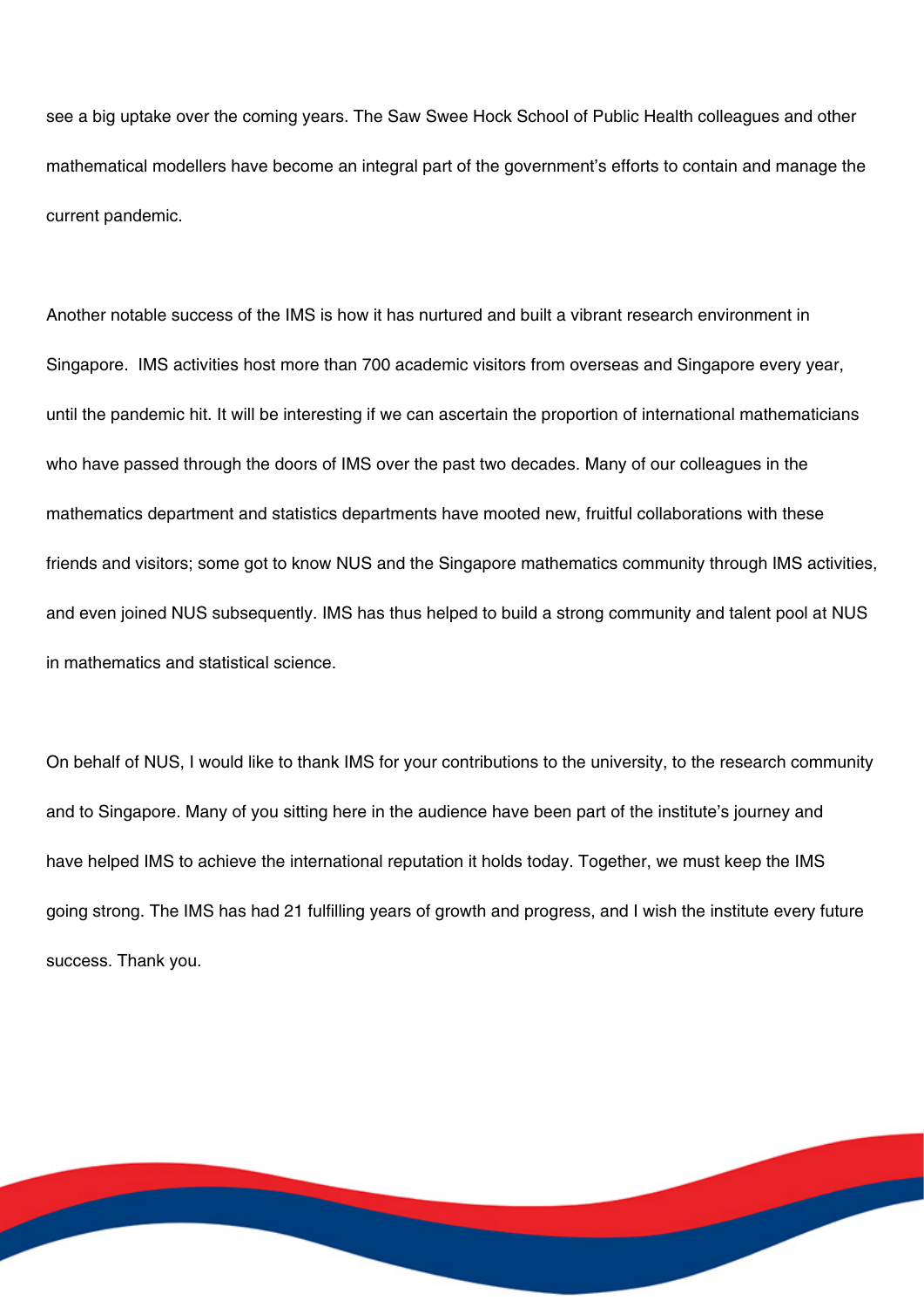see a big uptake over the coming years. The Saw Swee Hock School of Public Health colleagues and other mathematical modellers have become an integral part of the government's efforts to contain and manage the current pandemic.

Another notable success of the IMS is how it has nurtured and built a vibrant research environment in Singapore. IMS activities host more than 700 academic visitors from overseas and Singapore every year, until the pandemic hit. It will be interesting if we can ascertain the proportion of international mathematicians who have passed through the doors of IMS over the past two decades. Many of our colleagues in the mathematics department and statistics departments have mooted new, fruitful collaborations with these friends and visitors; some got to know NUS and the Singapore mathematics community through IMS activities, and even joined NUS subsequently. IMS has thus helped to build a strong community and talent pool at NUS in mathematics and statistical science.

On behalf of NUS, I would like to thank IMS for your contributions to the university, to the research community and to Singapore. Many of you sitting here in the audience have been part of the institute's journey and have helped IMS to achieve the international reputation it holds today. Together, we must keep the IMS going strong. The IMS has had 21 fulfilling years of growth and progress, and I wish the institute every future success. Thank you.